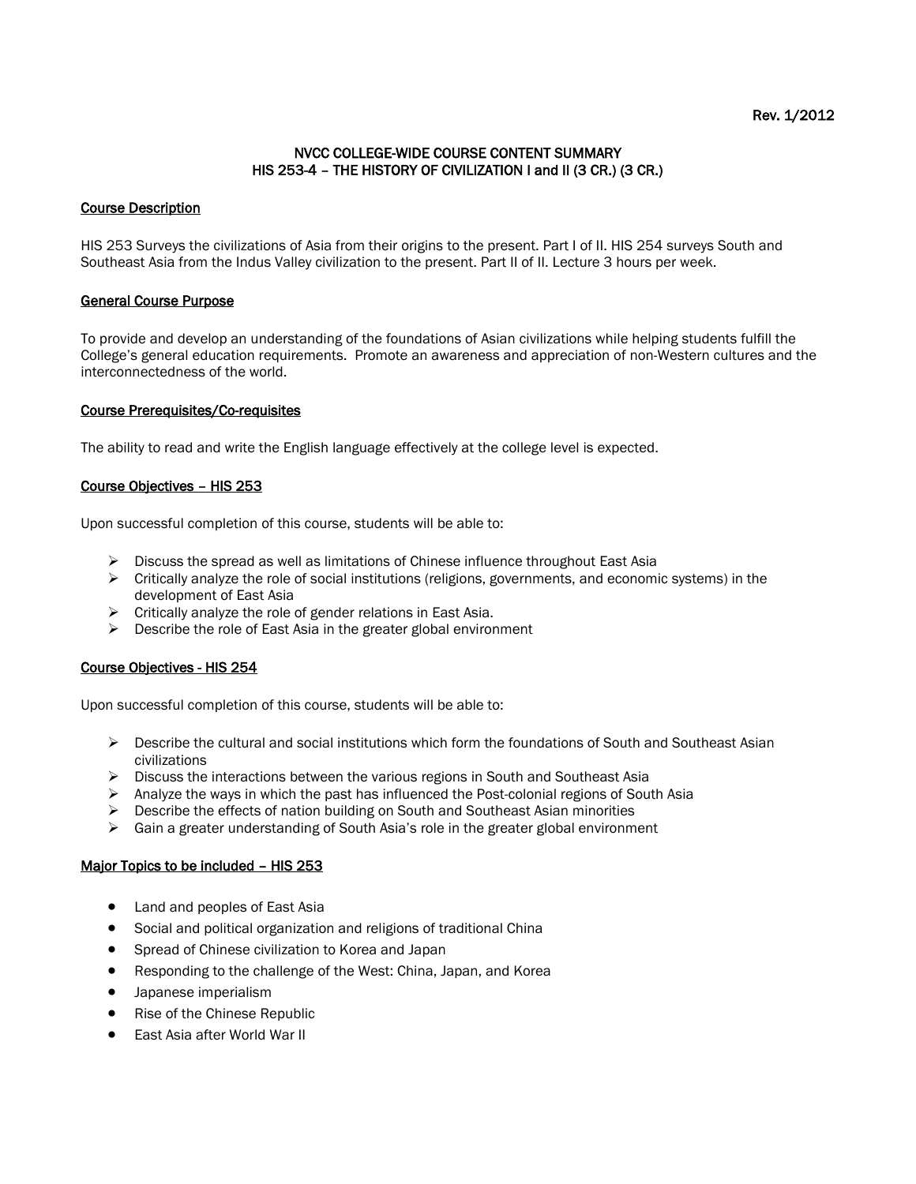Rev. 1/2012

# NVCC COLLEGE-WIDE COURSE CONTENT SUMMARY
# HIS 253-4 – THE HISTORY OF CIVILIZATION I and II (3 CR.) (3 CR.)

## Course Description

HIS 253 Surveys the civilizations of Asia from their origins to the present. Part I of II. HIS 254 surveys South and Southeast Asia from the Indus Valley civilization to the present. Part II of II. Lecture 3 hours per week.

## General Course Purpose

To provide and develop an understanding of the foundations of Asian civilizations while helping students fulfill the College's general education requirements. Promote an awareness and appreciation of non-Western cultures and the interconnectedness of the world.

## Course Prerequisites/Co-requisites

The ability to read and write the English language effectively at the college level is expected.

## Course Objectives – HIS 253

Upon successful completion of this course, students will be able to:

- Discuss the spread as well as limitations of Chinese influence throughout East Asia
- Critically analyze the role of social institutions (religions, governments, and economic systems) in the development of East Asia
- Critically analyze the role of gender relations in East Asia.
- Describe the role of East Asia in the greater global environment

## Course Objectives - HIS 254

Upon successful completion of this course, students will be able to:

- Describe the cultural and social institutions which form the foundations of South and Southeast Asian civilizations
- Discuss the interactions between the various regions in South and Southeast Asia
- Analyze the ways in which the past has influenced the Post-colonial regions of South Asia
- Describe the effects of nation building on South and Southeast Asian minorities
- Gain a greater understanding of South Asia's role in the greater global environment

## Major Topics to be included – HIS 253

- Land and peoples of East Asia
- Social and political organization and religions of traditional China
- Spread of Chinese civilization to Korea and Japan
- Responding to the challenge of the West: China, Japan, and Korea
- Japanese imperialism
- Rise of the Chinese Republic
- East Asia after World War II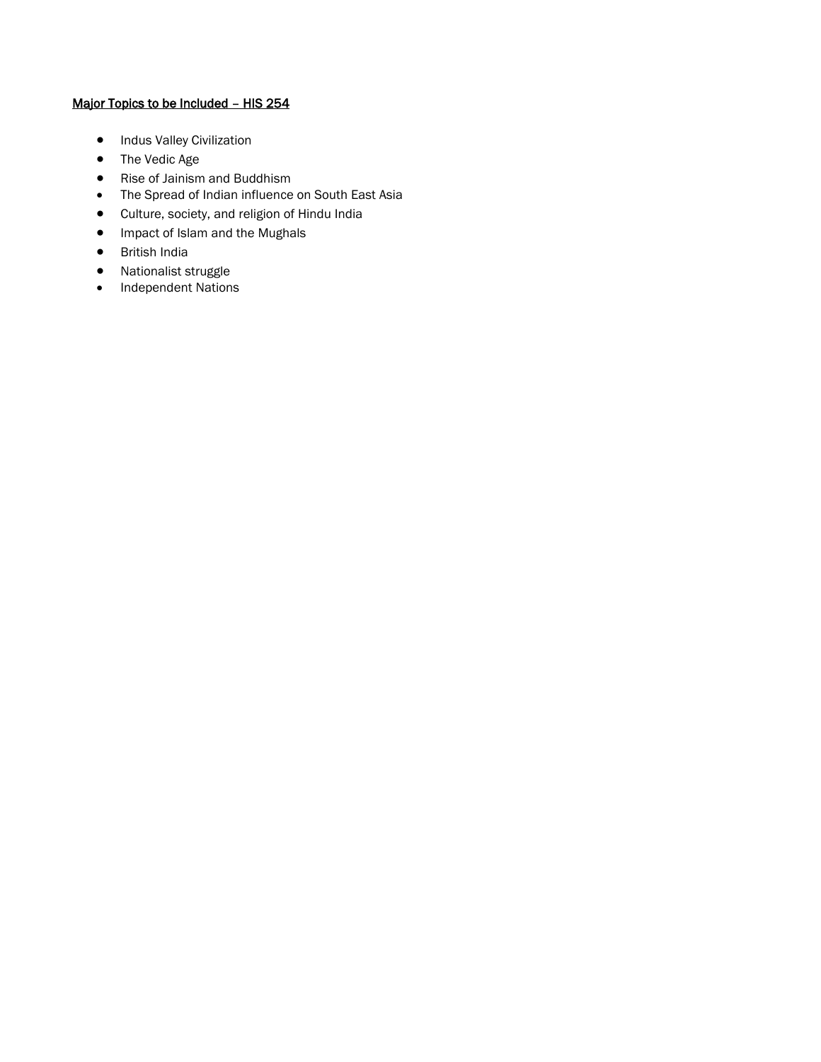## Major Topics to be Included – HIS 254

- Indus Valley Civilization
- The Vedic Age
- Rise of Jainism and Buddhism
- The Spread of Indian influence on South East Asia
- Culture, society, and religion of Hindu India
- Impact of Islam and the Mughals
- British India
- Nationalist struggle
- Independent Nations